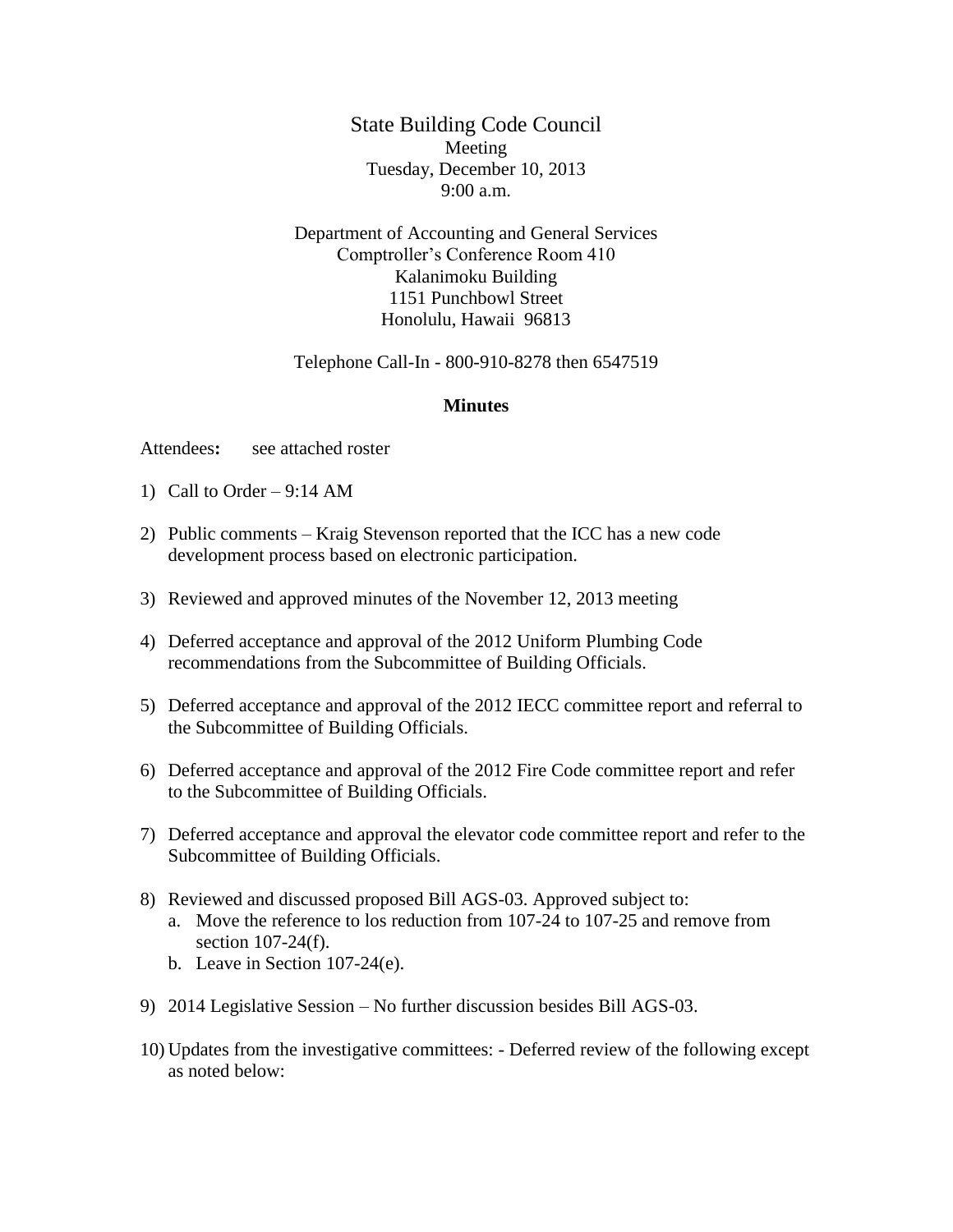# State Building Code Council

Meeting
Tuesday, December 10, 2013
9:00 a.m.

Department of Accounting and General Services
Comptroller's Conference Room 410
Kalanimoku Building
1151 Punchbowl Street
Honolulu, Hawaii 96813

Telephone Call-In - 800-910-8278 then 6547519

**Minutes**

Attendees**:** see attached roster

1) Call to Order – 9:14 AM

2) Public comments – Kraig Stevenson reported that the ICC has a new code development process based on electronic participation.

3) Reviewed and approved minutes of the November 12, 2013 meeting

4) Deferred acceptance and approval of the 2012 Uniform Plumbing Code recommendations from the Subcommittee of Building Officials.

5) Deferred acceptance and approval of the 2012 IECC committee report and referral to the Subcommittee of Building Officials.

6) Deferred acceptance and approval of the 2012 Fire Code committee report and refer to the Subcommittee of Building Officials.

7) Deferred acceptance and approval the elevator code committee report and refer to the Subcommittee of Building Officials.

8) Reviewed and discussed proposed Bill AGS-03. Approved subject to:
   a. Move the reference to los reduction from 107-24 to 107-25 and remove from section 107-24(f).
   b. Leave in Section 107-24(e).

9) 2014 Legislative Session – No further discussion besides Bill AGS-03.

10) Updates from the investigative committees: - Deferred review of the following except as noted below: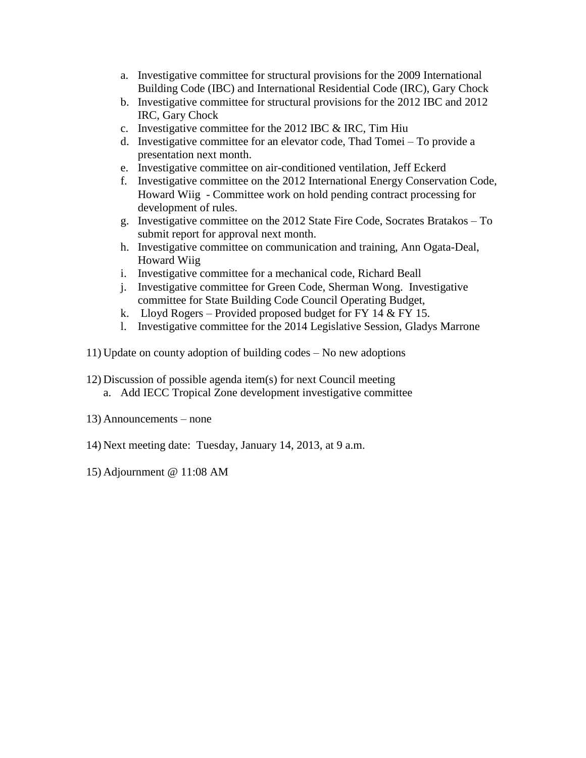a. Investigative committee for structural provisions for the 2009 International Building Code (IBC) and International Residential Code (IRC), Gary Chock
b. Investigative committee for structural provisions for the 2012 IBC and 2012 IRC, Gary Chock
c. Investigative committee for the 2012 IBC & IRC, Tim Hiu
d. Investigative committee for an elevator code, Thad Tomei – To provide a presentation next month.
e. Investigative committee on air-conditioned ventilation, Jeff Eckerd
f. Investigative committee on the 2012 International Energy Conservation Code, Howard Wiig - Committee work on hold pending contract processing for development of rules.
g. Investigative committee on the 2012 State Fire Code, Socrates Bratakos – To submit report for approval next month.
h. Investigative committee on communication and training, Ann Ogata-Deal, Howard Wiig
i. Investigative committee for a mechanical code, Richard Beall
j. Investigative committee for Green Code, Sherman Wong. Investigative committee for State Building Code Council Operating Budget,
k. Lloyd Rogers – Provided proposed budget for FY 14 & FY 15.
l. Investigative committee for the 2014 Legislative Session, Gladys Marrone

11) Update on county adoption of building codes – No new adoptions

12) Discussion of possible agenda item(s) for next Council meeting
    a. Add IECC Tropical Zone development investigative committee

13) Announcements – none

14) Next meeting date: Tuesday, January 14, 2013, at 9 a.m.

15) Adjournment @ 11:08 AM